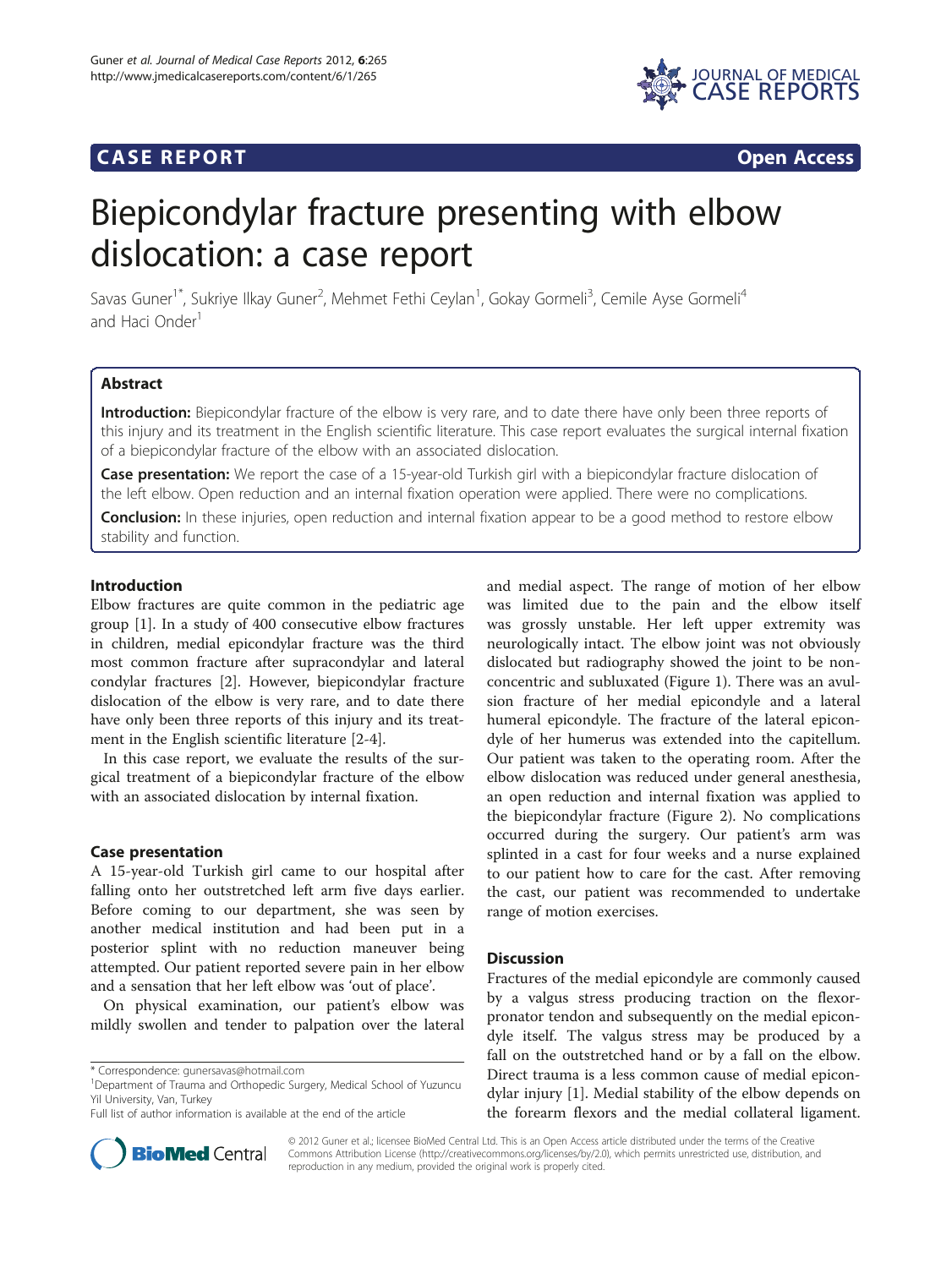**CASE REPORT** **Open Access**

# Biepicondylar fracture presenting with elbow dislocation: a case report

Savas Guner[1*], Sukriye Ilkay Guner[2], Mehmet Fethi Ceylan[1], Gokay Gormeli[3], Cemile Ayse Gormeli[4] and Haci Onder[1]

## Abstract

**Introduction:** Biepicondylar fracture of the elbow is very rare, and to date there have only been three reports of this injury and its treatment in the English scientific literature. This case report evaluates the surgical internal fixation of a biepicondylar fracture of the elbow with an associated dislocation.

**Case presentation:** We report the case of a 15-year-old Turkish girl with a biepicondylar fracture dislocation of the left elbow. Open reduction and an internal fixation operation were applied. There were no complications.

**Conclusion:** In these injuries, open reduction and internal fixation appear to be a good method to restore elbow stability and function.

## Introduction

Elbow fractures are quite common in the pediatric age group [1]. In a study of 400 consecutive elbow fractures in children, medial epicondylar fracture was the third most common fracture after supracondylar and lateral condylar fractures [2]. However, biepicondylar fracture dislocation of the elbow is very rare, and to date there have only been three reports of this injury and its treatment in the English scientific literature [2-4].

In this case report, we evaluate the results of the surgical treatment of a biepicondylar fracture of the elbow with an associated dislocation by internal fixation.

## Case presentation

A 15-year-old Turkish girl came to our hospital after falling onto her outstretched left arm five days earlier. Before coming to our department, she was seen by another medical institution and had been put in a posterior splint with no reduction maneuver being attempted. Our patient reported severe pain in her elbow and a sensation that her left elbow was 'out of place'.

On physical examination, our patient's elbow was mildly swollen and tender to palpation over the lateral and medial aspect. The range of motion of her elbow was limited due to the pain and the elbow itself was grossly unstable. Her left upper extremity was neurologically intact. The elbow joint was not obviously dislocated but radiography showed the joint to be non-concentric and subluxated (Figure 1). There was an avulsion fracture of her medial epicondyle and a lateral humeral epicondyle. The fracture of the lateral epicondyle of her humerus was extended into the capitellum. Our patient was taken to the operating room. After the elbow dislocation was reduced under general anesthesia, an open reduction and internal fixation was applied to the biepicondylar fracture (Figure 2). No complications occurred during the surgery. Our patient's arm was splinted in a cast for four weeks and a nurse explained to our patient how to care for the cast. After removing the cast, our patient was recommended to undertake range of motion exercises.

## Discussion

Fractures of the medial epicondyle are commonly caused by a valgus stress producing traction on the flexor-pronator tendon and subsequently on the medial epicondyle itself. The valgus stress may be produced by a fall on the outstretched hand or by a fall on the elbow. Direct trauma is a less common cause of medial epicondylar injury [1]. Medial stability of the elbow depends on the forearm flexors and the medial collateral ligament.

\* Correspondence: gunersavas@hotmail.com
[1]Department of Trauma and Orthopedic Surgery, Medical School of Yuzuncu Yil University, Van, Turkey
Full list of author information is available at the end of the article

© 2012 Guner et al.; licensee BioMed Central Ltd. This is an Open Access article distributed under the terms of the Creative Commons Attribution License (http://creativecommons.org/licenses/by/2.0), which permits unrestricted use, distribution, and reproduction in any medium, provided the original work is properly cited.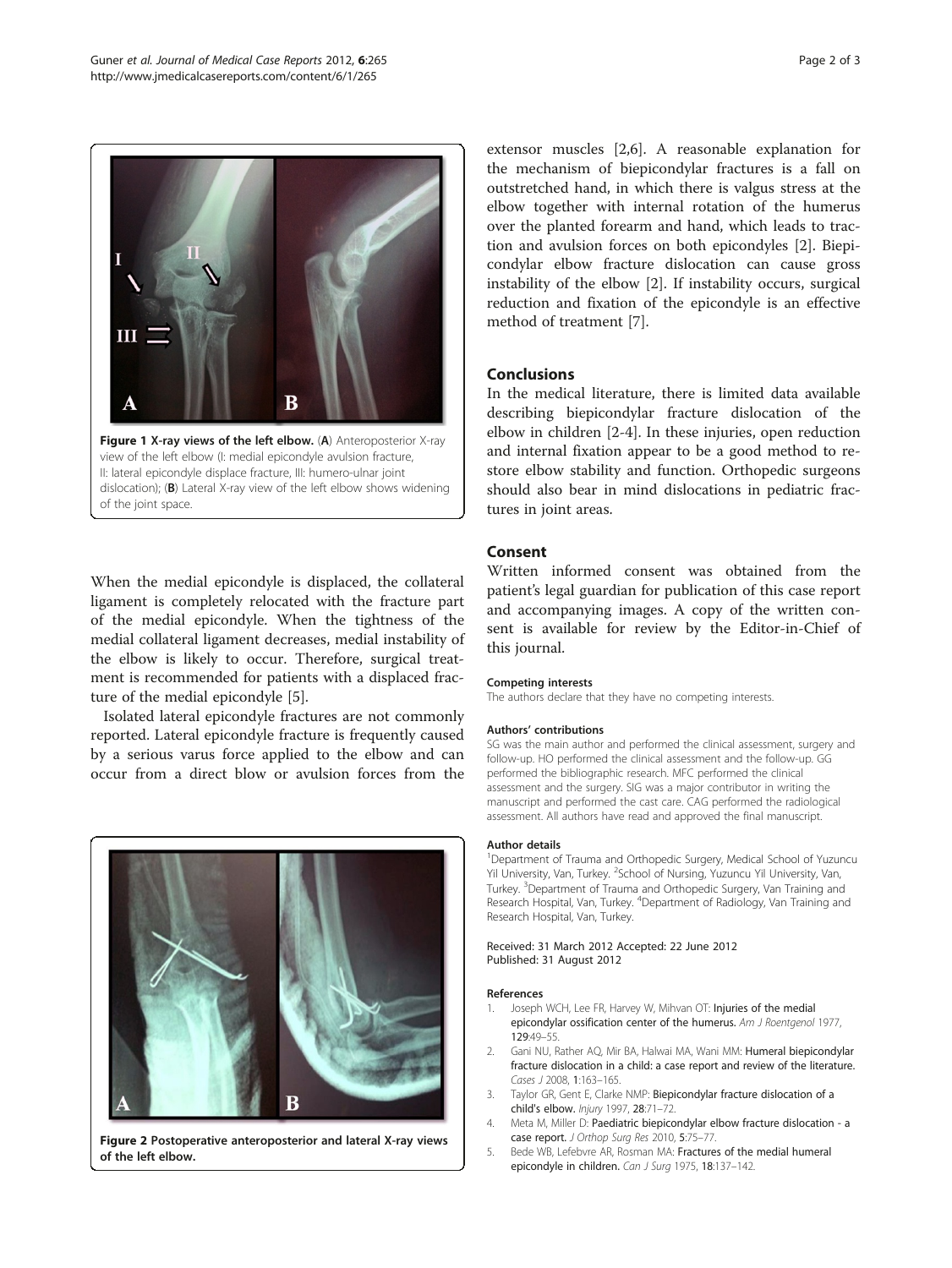**Figure 1 X-ray views of the left elbow.** (**A**) Anteroposterior X-ray view of the left elbow (I: medial epicondyle avulsion fracture, II: lateral epicondyle displace fracture, III: humero-ulnar joint dislocation); (**B**) Lateral X-ray view of the left elbow shows widening of the joint space.

When the medial epicondyle is displaced, the collateral ligament is completely relocated with the fracture part of the medial epicondyle. When the tightness of the medial collateral ligament decreases, medial instability of the elbow is likely to occur. Therefore, surgical treatment is recommended for patients with a displaced fracture of the medial epicondyle [5].

Isolated lateral epicondyle fractures are not commonly reported. Lateral epicondyle fracture is frequently caused by a serious varus force applied to the elbow and can occur from a direct blow or avulsion forces from the extensor muscles [2,6]. A reasonable explanation for the mechanism of biepicondylar fractures is a fall on outstretched hand, in which there is valgus stress at the elbow together with internal rotation of the humerus over the planted forearm and hand, which leads to traction and avulsion forces on both epicondyles [2]. Biepicondylar elbow fracture dislocation can cause gross instability of the elbow [2]. If instability occurs, surgical reduction and fixation of the epicondyle is an effective method of treatment [7].

**Figure 2 Postoperative anteroposterior and lateral X-ray views of the left elbow.**

## Conclusions

In the medical literature, there is limited data available describing biepicondylar fracture dislocation of the elbow in children [2-4]. In these injuries, open reduction and internal fixation appear to be a good method to restore elbow stability and function. Orthopedic surgeons should also bear in mind dislocations in pediatric fractures in joint areas.

## Consent

Written informed consent was obtained from the patient's legal guardian for publication of this case report and accompanying images. A copy of the written consent is available for review by the Editor-in-Chief of this journal.

#### Competing interests

The authors declare that they have no competing interests.

#### Authors' contributions

SG was the main author and performed the clinical assessment, surgery and follow-up. HO performed the clinical assessment and the follow-up. GG performed the bibliographic research. MFC performed the clinical assessment and the surgery. SIG was a major contributor in writing the manuscript and performed the cast care. CAG performed the radiological assessment. All authors have read and approved the final manuscript.

#### Author details

[1]Department of Trauma and Orthopedic Surgery, Medical School of Yuzuncu Yil University, Van, Turkey. [2]School of Nursing, Yuzuncu Yil University, Van, Turkey. [3]Department of Trauma and Orthopedic Surgery, Van Training and Research Hospital, Van, Turkey. [4]Department of Radiology, Van Training and Research Hospital, Van, Turkey.

Received: 31 March 2012 Accepted: 22 June 2012
Published: 31 August 2012

#### References

1. Joseph WCH, Lee FR, Harvey W, Mihvan OT: **Injuries of the medial epicondylar ossification center of the humerus.** *Am J Roentgenol* 1977, **129**:49–55.
2. Gani NU, Rather AQ, Mir BA, Halwai MA, Wani MM: **Humeral biepicondylar fracture dislocation in a child: a case report and review of the literature.** *Cases J* 2008, **1**:163–165.
3. Taylor GR, Gent E, Clarke NMP: **Biepicondylar fracture dislocation of a child's elbow.** *Injury* 1997, **28**:71–72.
4. Meta M, Miller D: **Paediatric biepicondylar elbow fracture dislocation - a case report.** *J Orthop Surg Res* 2010, **5**:75–77.
5. Bede WB, Lefebvre AR, Rosman MA: **Fractures of the medial humeral epicondyle in children.** *Can J Surg* 1975, **18**:137–142.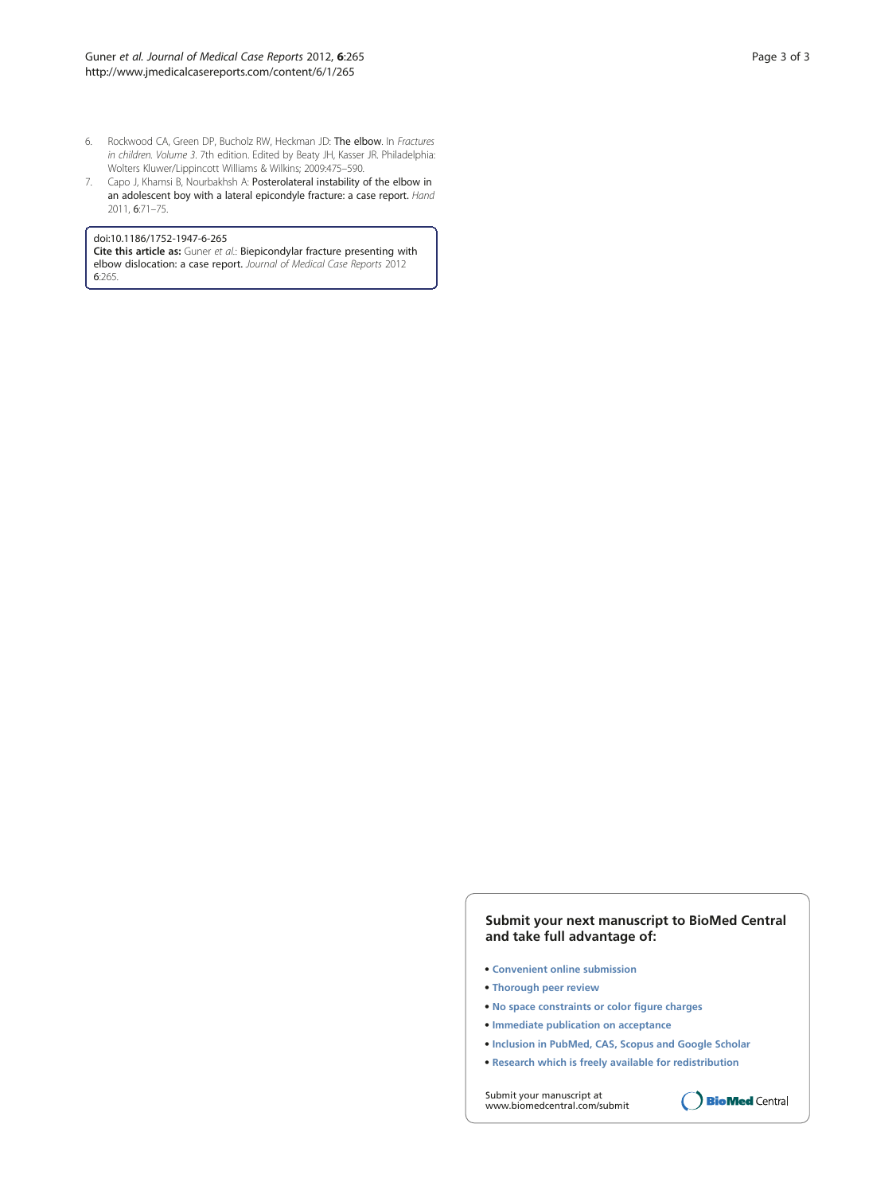6. Rockwood CA, Green DP, Bucholz RW, Heckman JD: **The elbow**. In *Fractures in children. Volume 3*. 7th edition. Edited by Beaty JH, Kasser JR. Philadelphia: Wolters Kluwer/Lippincott Williams & Wilkins; 2009:475–590.
7. Capo J, Khamsi B, Nourbakhsh A: **Posterolateral instability of the elbow in an adolescent boy with a lateral epicondyle fracture: a case report.** *Hand* 2011, **6**:71–75.

doi:10.1186/1752-1947-6-265
**Cite this article as:** Guner *et al.*: **Biepicondylar fracture presenting with elbow dislocation: a case report.** *Journal of Medical Case Reports* 2012 **6**:265.

**Submit your next manuscript to BioMed Central and take full advantage of:**

- **Convenient online submission**
- **Thorough peer review**
- **No space constraints or color figure charges**
- **Immediate publication on acceptance**
- **Inclusion in PubMed, CAS, Scopus and Google Scholar**
- **Research which is freely available for redistribution**

Submit your manuscript at
www.biomedcentral.com/submit

BioMed Central